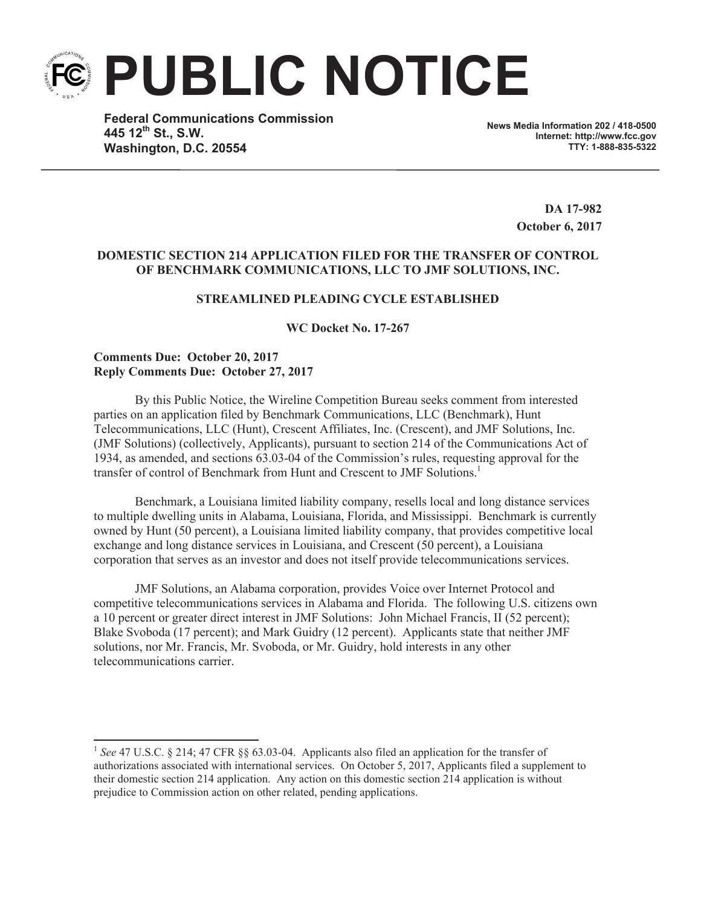# PUBLIC NOTICE

**Federal Communications Commission**
**445 12th St., S.W.**
**Washington, D.C. 20554**

**News Media Information 202 / 418-0500**
**Internet: http://www.fcc.gov**
**TTY: 1-888-835-5322**

**DA 17-982**
**October 6, 2017**

**DOMESTIC SECTION 214 APPLICATION FILED FOR THE TRANSFER OF CONTROL OF BENCHMARK COMMUNICATIONS, LLC TO JMF SOLUTIONS, INC.**

**STREAMLINED PLEADING CYCLE ESTABLISHED**

**WC Docket No. 17-267**

**Comments Due: October 20, 2017**
**Reply Comments Due: October 27, 2017**

By this Public Notice, the Wireline Competition Bureau seeks comment from interested parties on an application filed by Benchmark Communications, LLC (Benchmark), Hunt Telecommunications, LLC (Hunt), Crescent Affiliates, Inc. (Crescent), and JMF Solutions, Inc. (JMF Solutions) (collectively, Applicants), pursuant to section 214 of the Communications Act of 1934, as amended, and sections 63.03-04 of the Commission's rules, requesting approval for the transfer of control of Benchmark from Hunt and Crescent to JMF Solutions.[1]

Benchmark, a Louisiana limited liability company, resells local and long distance services to multiple dwelling units in Alabama, Louisiana, Florida, and Mississippi. Benchmark is currently owned by Hunt (50 percent), a Louisiana limited liability company, that provides competitive local exchange and long distance services in Louisiana, and Crescent (50 percent), a Louisiana corporation that serves as an investor and does not itself provide telecommunications services.

JMF Solutions, an Alabama corporation, provides Voice over Internet Protocol and competitive telecommunications services in Alabama and Florida. The following U.S. citizens own a 10 percent or greater direct interest in JMF Solutions: John Michael Francis, II (52 percent); Blake Svoboda (17 percent); and Mark Guidry (12 percent). Applicants state that neither JMF solutions, nor Mr. Francis, Mr. Svoboda, or Mr. Guidry, hold interests in any other telecommunications carrier.

[1] *See* 47 U.S.C. § 214; 47 CFR §§ 63.03-04. Applicants also filed an application for the transfer of authorizations associated with international services. On October 5, 2017, Applicants filed a supplement to their domestic section 214 application. Any action on this domestic section 214 application is without prejudice to Commission action on other related, pending applications.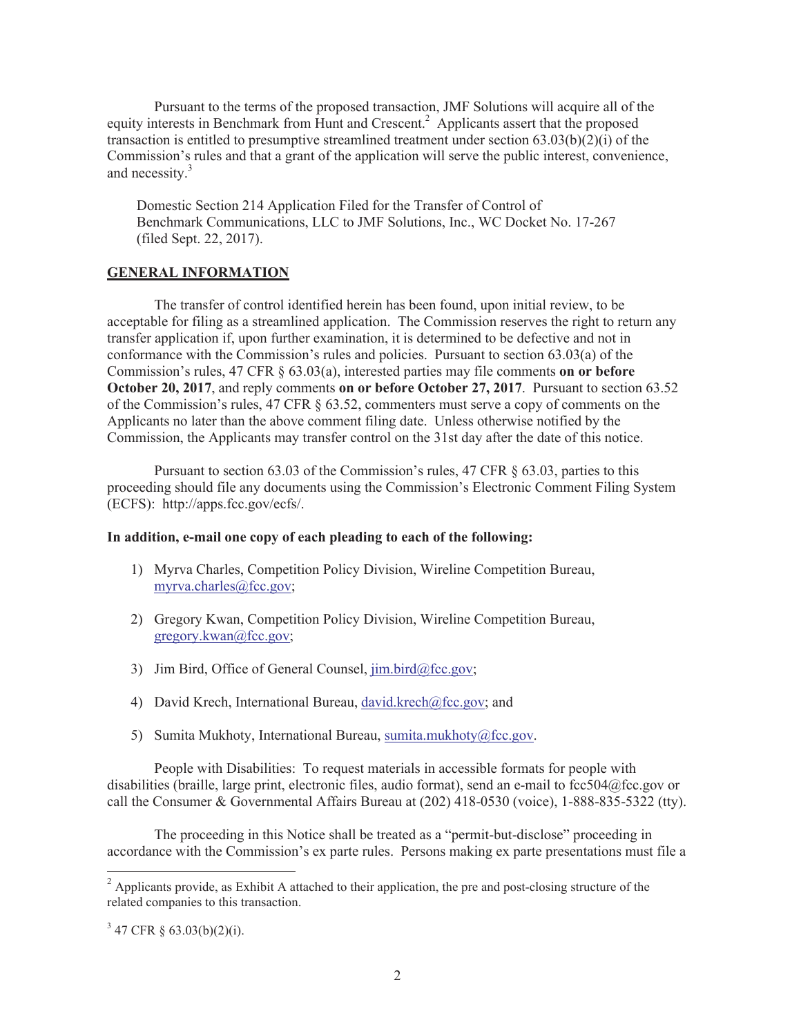Pursuant to the terms of the proposed transaction, JMF Solutions will acquire all of the equity interests in Benchmark from Hunt and Crescent.[2] Applicants assert that the proposed transaction is entitled to presumptive streamlined treatment under section 63.03(b)(2)(i) of the Commission's rules and that a grant of the application will serve the public interest, convenience, and necessity.[3]

Domestic Section 214 Application Filed for the Transfer of Control of Benchmark Communications, LLC to JMF Solutions, Inc., WC Docket No. 17-267 (filed Sept. 22, 2017).

## GENERAL INFORMATION

The transfer of control identified herein has been found, upon initial review, to be acceptable for filing as a streamlined application. The Commission reserves the right to return any transfer application if, upon further examination, it is determined to be defective and not in conformance with the Commission's rules and policies. Pursuant to section 63.03(a) of the Commission's rules, 47 CFR § 63.03(a), interested parties may file comments **on or before October 20, 2017**, and reply comments **on or before October 27, 2017**. Pursuant to section 63.52 of the Commission's rules, 47 CFR § 63.52, commenters must serve a copy of comments on the Applicants no later than the above comment filing date. Unless otherwise notified by the Commission, the Applicants may transfer control on the 31st day after the date of this notice.

Pursuant to section 63.03 of the Commission's rules, 47 CFR § 63.03, parties to this proceeding should file any documents using the Commission's Electronic Comment Filing System (ECFS): http://apps.fcc.gov/ecfs/.

**In addition, e-mail one copy of each pleading to each of the following:**

1) Myrva Charles, Competition Policy Division, Wireline Competition Bureau, myrva.charles@fcc.gov;
2) Gregory Kwan, Competition Policy Division, Wireline Competition Bureau, gregory.kwan@fcc.gov;
3) Jim Bird, Office of General Counsel, jim.bird@fcc.gov;
4) David Krech, International Bureau, david.krech@fcc.gov; and
5) Sumita Mukhoty, International Bureau, sumita.mukhoty@fcc.gov.

People with Disabilities: To request materials in accessible formats for people with disabilities (braille, large print, electronic files, audio format), send an e-mail to fcc504@fcc.gov or call the Consumer & Governmental Affairs Bureau at (202) 418-0530 (voice), 1-888-835-5322 (tty).

The proceeding in this Notice shall be treated as a "permit-but-disclose" proceeding in accordance with the Commission's ex parte rules. Persons making ex parte presentations must file a

---

[2] Applicants provide, as Exhibit A attached to their application, the pre and post-closing structure of the related companies to this transaction.

[3] 47 CFR § 63.03(b)(2)(i).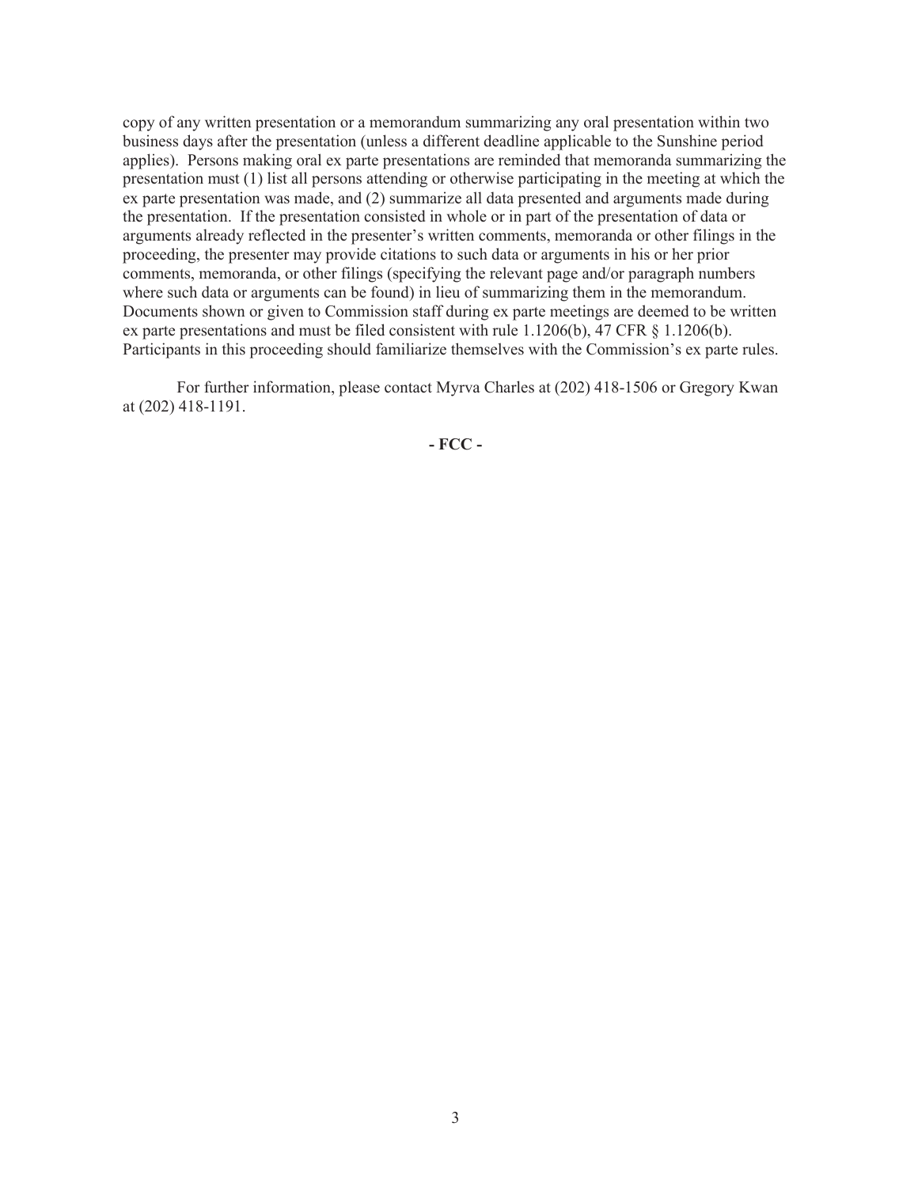copy of any written presentation or a memorandum summarizing any oral presentation within two business days after the presentation (unless a different deadline applicable to the Sunshine period applies). Persons making oral ex parte presentations are reminded that memoranda summarizing the presentation must (1) list all persons attending or otherwise participating in the meeting at which the ex parte presentation was made, and (2) summarize all data presented and arguments made during the presentation. If the presentation consisted in whole or in part of the presentation of data or arguments already reflected in the presenter's written comments, memoranda or other filings in the proceeding, the presenter may provide citations to such data or arguments in his or her prior comments, memoranda, or other filings (specifying the relevant page and/or paragraph numbers where such data or arguments can be found) in lieu of summarizing them in the memorandum. Documents shown or given to Commission staff during ex parte meetings are deemed to be written ex parte presentations and must be filed consistent with rule 1.1206(b), 47 CFR § 1.1206(b). Participants in this proceeding should familiarize themselves with the Commission's ex parte rules.

For further information, please contact Myrva Charles at (202) 418-1506 or Gregory Kwan at (202) 418-1191.

**- FCC -**